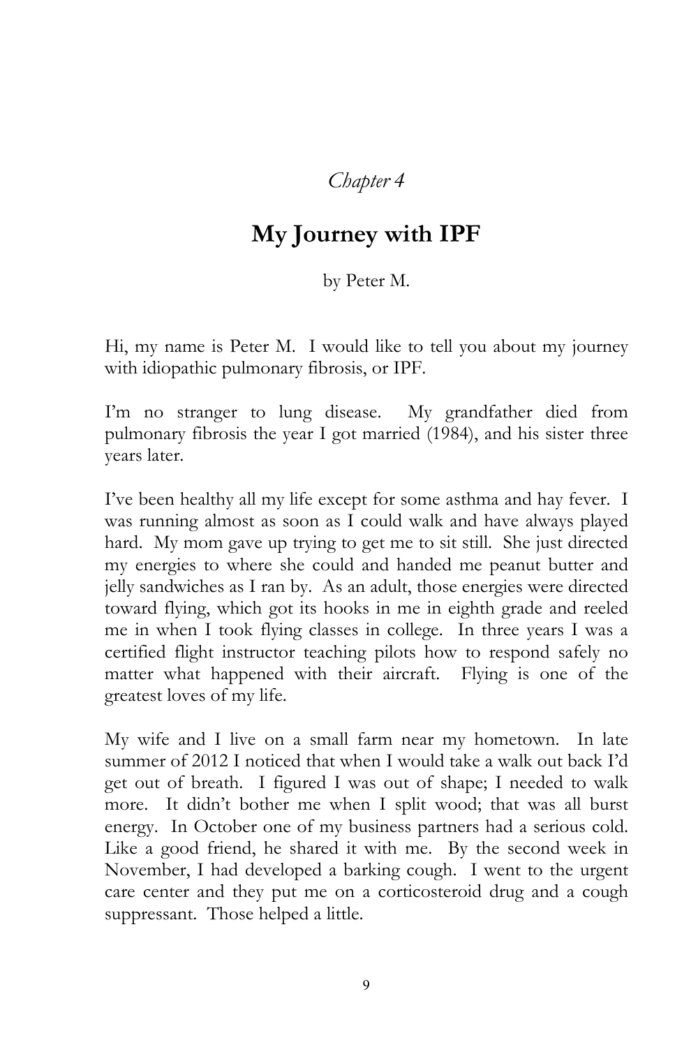*Chapter 4*

# My Journey with IPF

by Peter M.

Hi, my name is Peter M. I would like to tell you about my journey with idiopathic pulmonary fibrosis, or IPF.

I'm no stranger to lung disease. My grandfather died from pulmonary fibrosis the year I got married (1984), and his sister three years later.

I've been healthy all my life except for some asthma and hay fever. I was running almost as soon as I could walk and have always played hard. My mom gave up trying to get me to sit still. She just directed my energies to where she could and handed me peanut butter and jelly sandwiches as I ran by. As an adult, those energies were directed toward flying, which got its hooks in me in eighth grade and reeled me in when I took flying classes in college. In three years I was a certified flight instructor teaching pilots how to respond safely no matter what happened with their aircraft. Flying is one of the greatest loves of my life.

My wife and I live on a small farm near my hometown. In late summer of 2012 I noticed that when I would take a walk out back I'd get out of breath. I figured I was out of shape; I needed to walk more. It didn't bother me when I split wood; that was all burst energy. In October one of my business partners had a serious cold. Like a good friend, he shared it with me. By the second week in November, I had developed a barking cough. I went to the urgent care center and they put me on a corticosteroid drug and a cough suppressant. Those helped a little.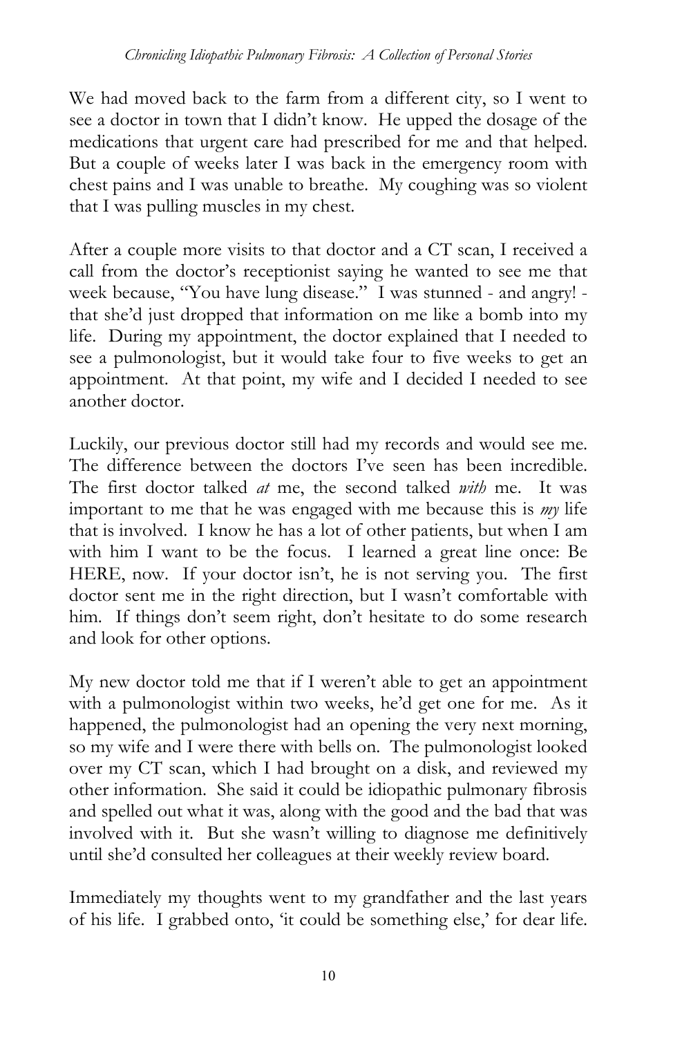We had moved back to the farm from a different city, so I went to see a doctor in town that I didn't know. He upped the dosage of the medications that urgent care had prescribed for me and that helped. But a couple of weeks later I was back in the emergency room with chest pains and I was unable to breathe. My coughing was so violent that I was pulling muscles in my chest.

After a couple more visits to that doctor and a CT scan, I received a call from the doctor's receptionist saying he wanted to see me that week because, "You have lung disease." I was stunned - and angry! - that she'd just dropped that information on me like a bomb into my life. During my appointment, the doctor explained that I needed to see a pulmonologist, but it would take four to five weeks to get an appointment. At that point, my wife and I decided I needed to see another doctor.

Luckily, our previous doctor still had my records and would see me. The difference between the doctors I've seen has been incredible. The first doctor talked *at* me, the second talked *with* me. It was important to me that he was engaged with me because this is *my* life that is involved. I know he has a lot of other patients, but when I am with him I want to be the focus. I learned a great line once: Be HERE, now. If your doctor isn't, he is not serving you. The first doctor sent me in the right direction, but I wasn't comfortable with him. If things don't seem right, don't hesitate to do some research and look for other options.

My new doctor told me that if I weren't able to get an appointment with a pulmonologist within two weeks, he'd get one for me. As it happened, the pulmonologist had an opening the very next morning, so my wife and I were there with bells on. The pulmonologist looked over my CT scan, which I had brought on a disk, and reviewed my other information. She said it could be idiopathic pulmonary fibrosis and spelled out what it was, along with the good and the bad that was involved with it. But she wasn't willing to diagnose me definitively until she'd consulted her colleagues at their weekly review board.

Immediately my thoughts went to my grandfather and the last years of his life. I grabbed onto, 'it could be something else,' for dear life.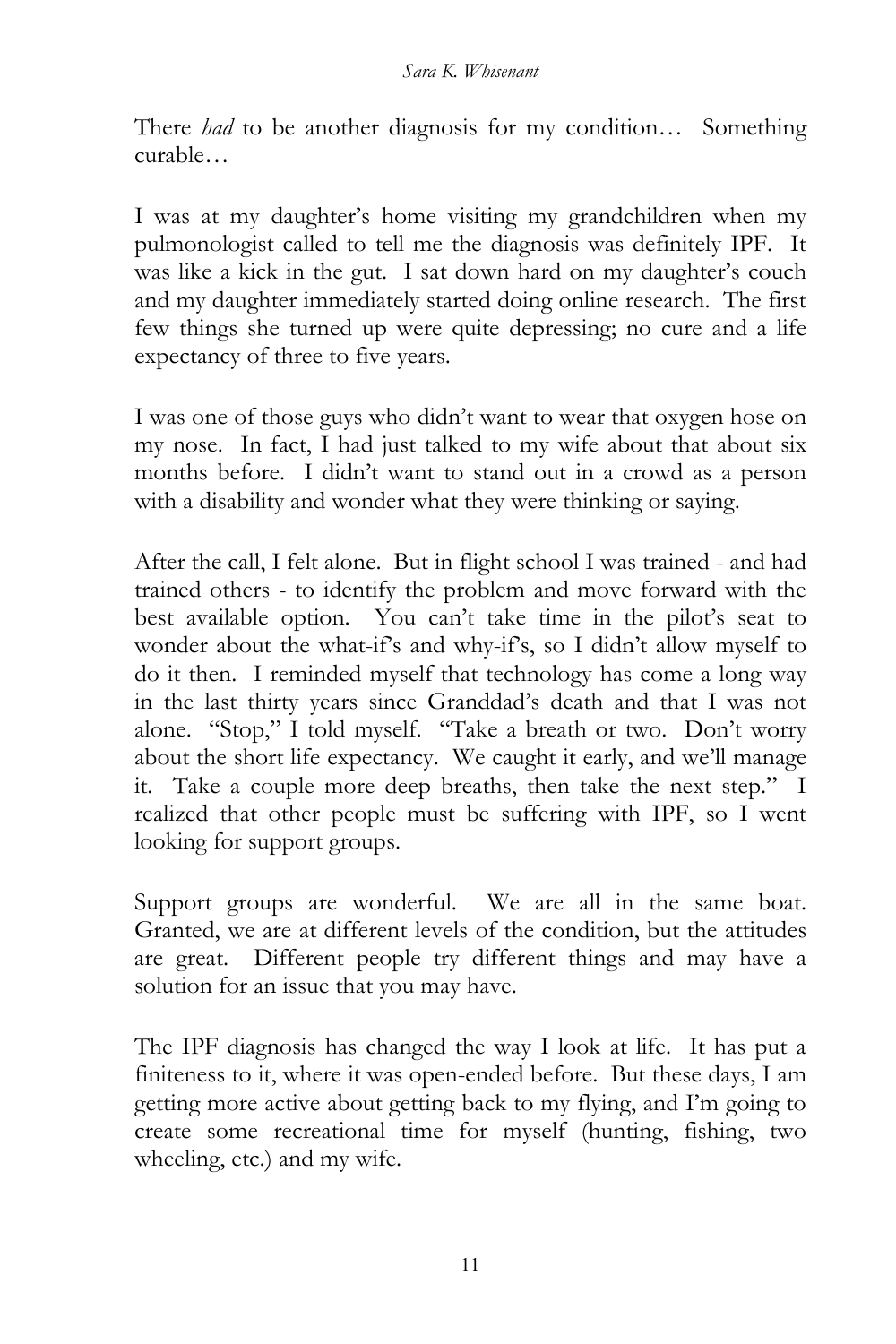There *had* to be another diagnosis for my condition… Something curable…

I was at my daughter's home visiting my grandchildren when my pulmonologist called to tell me the diagnosis was definitely IPF. It was like a kick in the gut. I sat down hard on my daughter's couch and my daughter immediately started doing online research. The first few things she turned up were quite depressing; no cure and a life expectancy of three to five years.

I was one of those guys who didn't want to wear that oxygen hose on my nose. In fact, I had just talked to my wife about that about six months before. I didn't want to stand out in a crowd as a person with a disability and wonder what they were thinking or saying.

After the call, I felt alone. But in flight school I was trained - and had trained others - to identify the problem and move forward with the best available option. You can't take time in the pilot's seat to wonder about the what-if's and why-if's, so I didn't allow myself to do it then. I reminded myself that technology has come a long way in the last thirty years since Granddad's death and that I was not alone. "Stop," I told myself. "Take a breath or two. Don't worry about the short life expectancy. We caught it early, and we'll manage it. Take a couple more deep breaths, then take the next step." I realized that other people must be suffering with IPF, so I went looking for support groups.

Support groups are wonderful. We are all in the same boat. Granted, we are at different levels of the condition, but the attitudes are great. Different people try different things and may have a solution for an issue that you may have.

The IPF diagnosis has changed the way I look at life. It has put a finiteness to it, where it was open-ended before. But these days, I am getting more active about getting back to my flying, and I'm going to create some recreational time for myself (hunting, fishing, two wheeling, etc.) and my wife.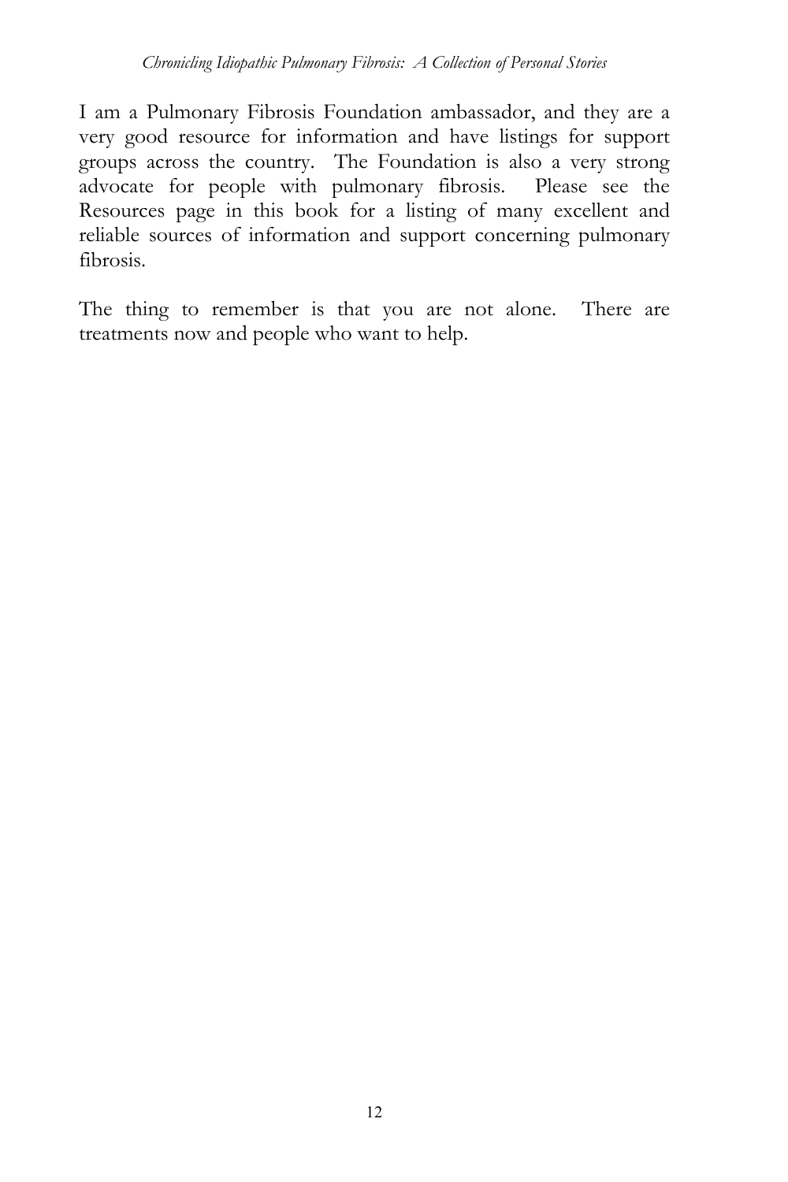I am a Pulmonary Fibrosis Foundation ambassador, and they are a very good resource for information and have listings for support groups across the country. The Foundation is also a very strong advocate for people with pulmonary fibrosis. Please see the Resources page in this book for a listing of many excellent and reliable sources of information and support concerning pulmonary fibrosis.

The thing to remember is that you are not alone. There are treatments now and people who want to help.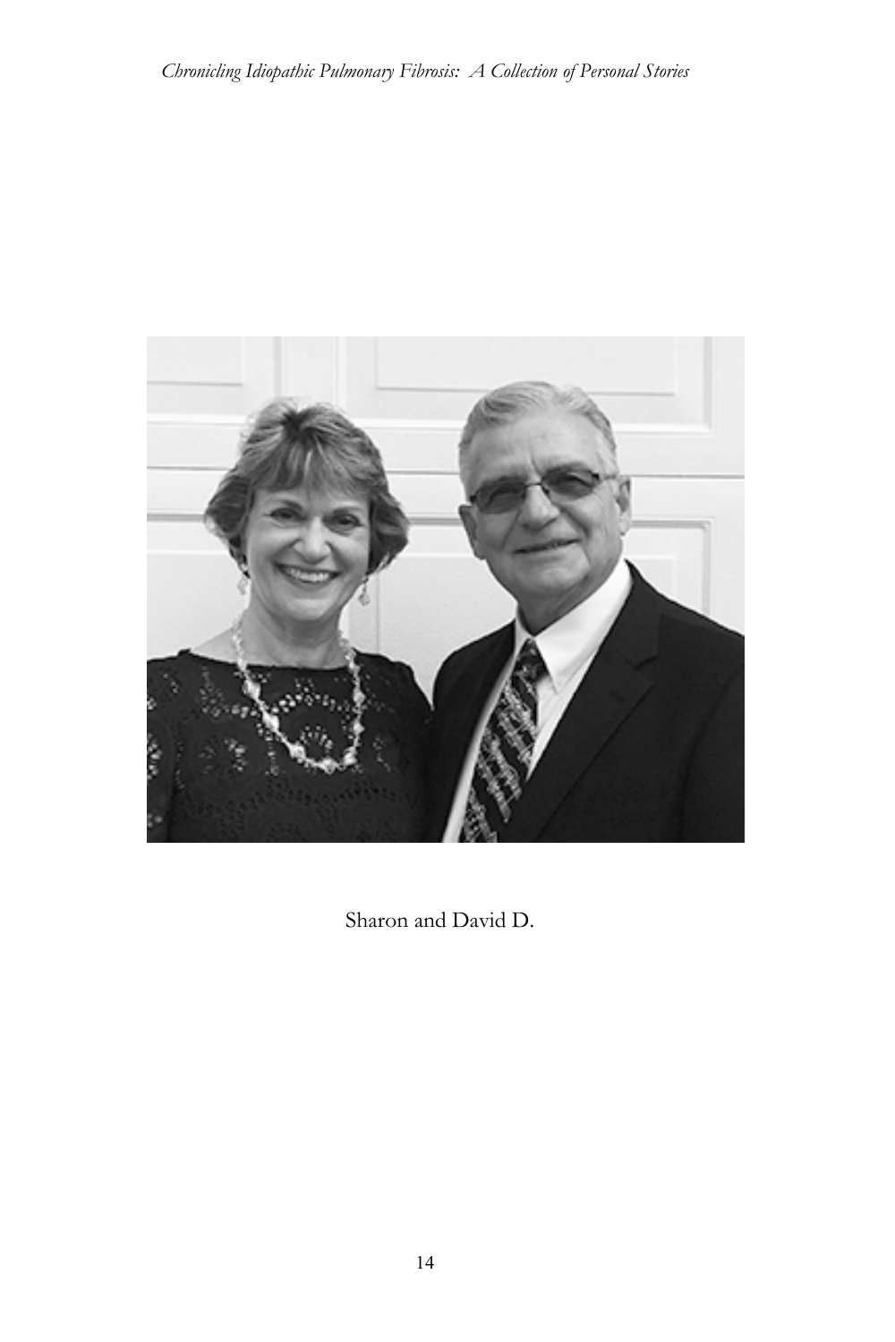Sharon and David D.